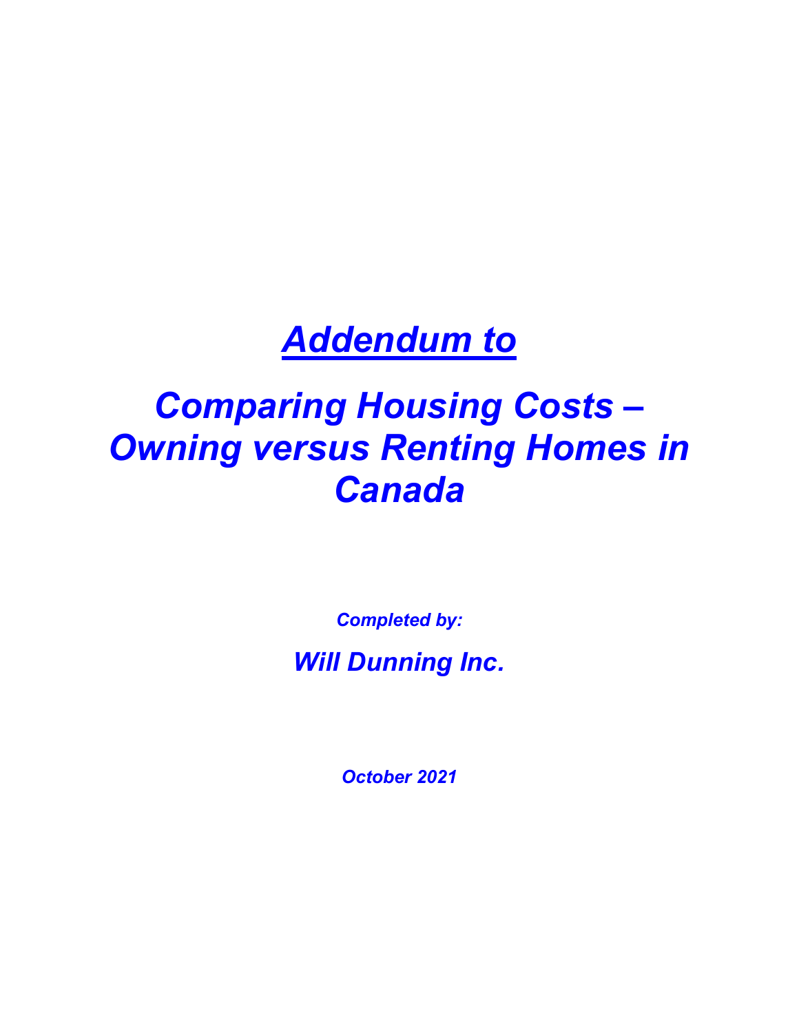# *Addendum to*

# *Comparing Housing Costs – Owning versus Renting Homes in Canada*

***Completed by:***

***Will Dunning Inc.***

***October 2021***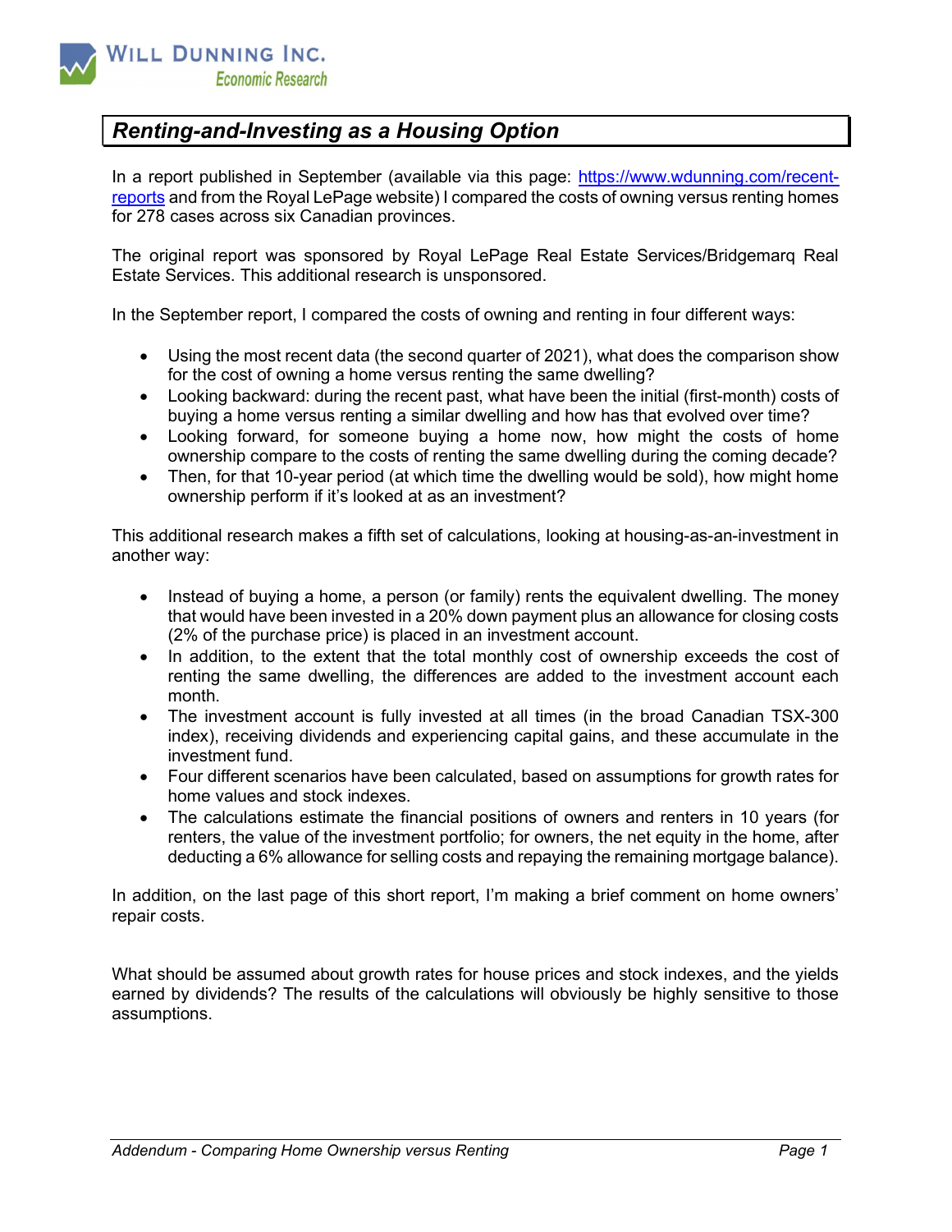# Renting-and-Investing as a Housing Option

In a report published in September (available via this page: [https://www.wdunning.com/recent-reports](https://www.wdunning.com/recent-reports) and from the Royal LePage website) I compared the costs of owning versus renting homes for 278 cases across six Canadian provinces.

The original report was sponsored by Royal LePage Real Estate Services/Bridgemarq Real Estate Services. This additional research is unsponsored.

In the September report, I compared the costs of owning and renting in four different ways:

- Using the most recent data (the second quarter of 2021), what does the comparison show for the cost of owning a home versus renting the same dwelling?
- Looking backward: during the recent past, what have been the initial (first-month) costs of buying a home versus renting a similar dwelling and how has that evolved over time?
- Looking forward, for someone buying a home now, how might the costs of home ownership compare to the costs of renting the same dwelling during the coming decade?
- Then, for that 10-year period (at which time the dwelling would be sold), how might home ownership perform if it's looked at as an investment?

This additional research makes a fifth set of calculations, looking at housing-as-an-investment in another way:

- Instead of buying a home, a person (or family) rents the equivalent dwelling. The money that would have been invested in a 20% down payment plus an allowance for closing costs (2% of the purchase price) is placed in an investment account.
- In addition, to the extent that the total monthly cost of ownership exceeds the cost of renting the same dwelling, the differences are added to the investment account each month.
- The investment account is fully invested at all times (in the broad Canadian TSX-300 index), receiving dividends and experiencing capital gains, and these accumulate in the investment fund.
- Four different scenarios have been calculated, based on assumptions for growth rates for home values and stock indexes.
- The calculations estimate the financial positions of owners and renters in 10 years (for renters, the value of the investment portfolio; for owners, the net equity in the home, after deducting a 6% allowance for selling costs and repaying the remaining mortgage balance).

In addition, on the last page of this short report, I'm making a brief comment on home owners' repair costs.

What should be assumed about growth rates for house prices and stock indexes, and the yields earned by dividends? The results of the calculations will obviously be highly sensitive to those assumptions.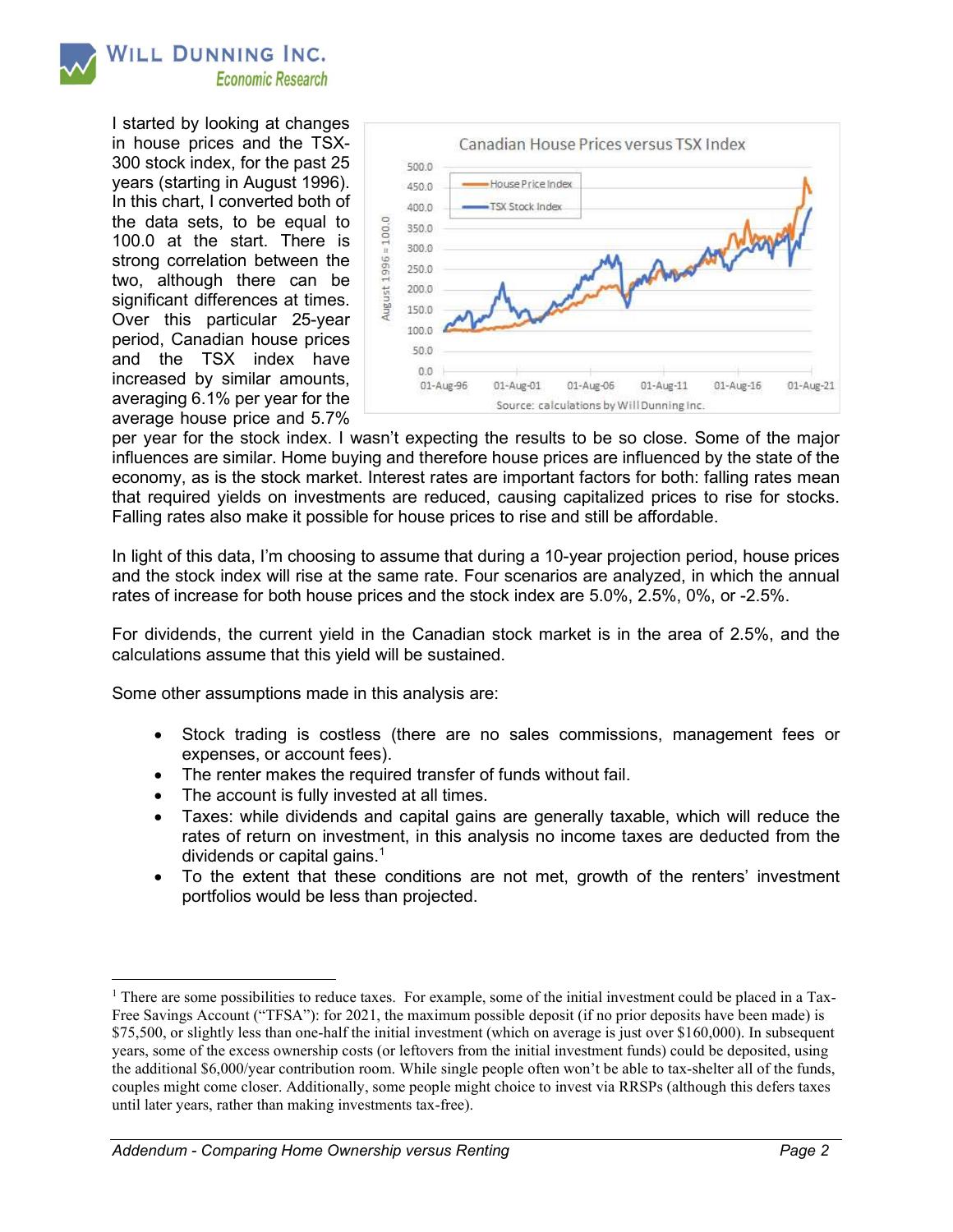I started by looking at changes in house prices and the TSX-300 stock index, for the past 25 years (starting in August 1996). In this chart, I converted both of the data sets, to be equal to 100.0 at the start. There is strong correlation between the two, although there can be significant differences at times. Over this particular 25-year period, Canadian house prices and the TSX index have increased by similar amounts, averaging 6.1% per year for the average house price and 5.7% per year for the stock index. I wasn't expecting the results to be so close. Some of the major influences are similar. Home buying and therefore house prices are influenced by the state of the economy, as is the stock market. Interest rates are important factors for both: falling rates mean that required yields on investments are reduced, causing capitalized prices to rise for stocks. Falling rates also make it possible for house prices to rise and still be affordable.

In light of this data, I'm choosing to assume that during a 10-year projection period, house prices and the stock index will rise at the same rate. Four scenarios are analyzed, in which the annual rates of increase for both house prices and the stock index are 5.0%, 2.5%, 0%, or -2.5%.

For dividends, the current yield in the Canadian stock market is in the area of 2.5%, and the calculations assume that this yield will be sustained.

Some other assumptions made in this analysis are:

- Stock trading is costless (there are no sales commissions, management fees or expenses, or account fees).
- The renter makes the required transfer of funds without fail.
- The account is fully invested at all times.
- Taxes: while dividends and capital gains are generally taxable, which will reduce the rates of return on investment, in this analysis no income taxes are deducted from the dividends or capital gains.[1]
- To the extent that these conditions are not met, growth of the renters' investment portfolios would be less than projected.

[1] There are some possibilities to reduce taxes. For example, some of the initial investment could be placed in a Tax-Free Savings Account ("TFSA"): for 2021, the maximum possible deposit (if no prior deposits have been made) is $75,500, or slightly less than one-half the initial investment (which on average is just over $160,000). In subsequent years, some of the excess ownership costs (or leftovers from the initial investment funds) could be deposited, using the additional $6,000/year contribution room. While single people often won't be able to tax-shelter all of the funds, couples might come closer. Additionally, some people might choice to invest via RRSPs (although this defers taxes until later years, rather than making investments tax-free).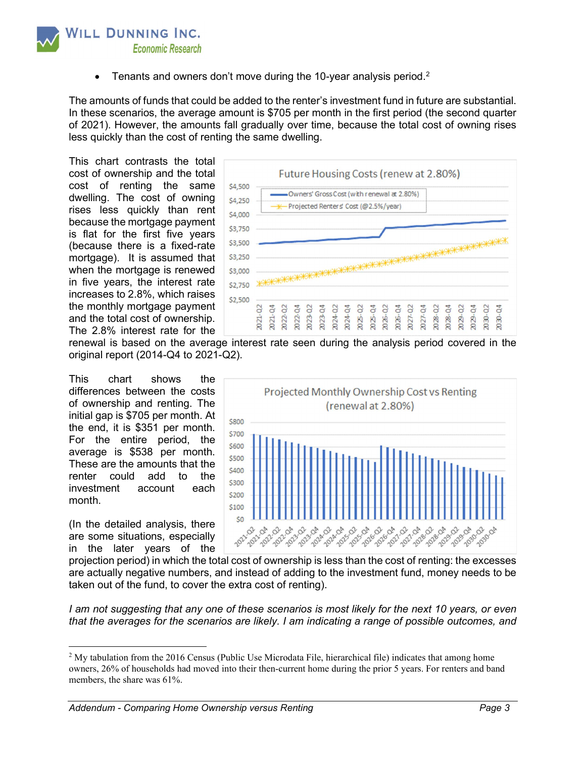- Tenants and owners don't move during the 10-year analysis period.[2]

The amounts of funds that could be added to the renter's investment fund in future are substantial. In these scenarios, the average amount is $705 per month in the first period (the second quarter of 2021). However, the amounts fall gradually over time, because the total cost of owning rises less quickly than the cost of renting the same dwelling.

This chart contrasts the total cost of ownership and the total cost of renting the same dwelling. The cost of owning rises less quickly than rent because the mortgage payment is flat for the first five years (because there is a fixed-rate mortgage). It is assumed that when the mortgage is renewed in five years, the interest rate increases to 2.8%, which raises the monthly mortgage payment and the total cost of ownership. The 2.8% interest rate for the renewal is based on the average interest rate seen during the analysis period covered in the original report (2014-Q4 to 2021-Q2).

This chart shows the differences between the costs of ownership and renting. The initial gap is $705 per month. At the end, it is $351 per month. For the entire period, the average is $538 per month. These are the amounts that the renter could add to the investment account each month.

(In the detailed analysis, there are some situations, especially in the later years of the projection period) in which the total cost of ownership is less than the cost of renting: the excesses are actually negative numbers, and instead of adding to the investment fund, money needs to be taken out of the fund, to cover the extra cost of renting).

*I am not suggesting that any one of these scenarios is most likely for the next 10 years, or even that the averages for the scenarios are likely. I am indicating a range of possible outcomes, and*

---

[2] My tabulation from the 2016 Census (Public Use Microdata File, hierarchical file) indicates that among home owners, 26% of households had moved into their then-current home during the prior 5 years. For renters and band members, the share was 61%.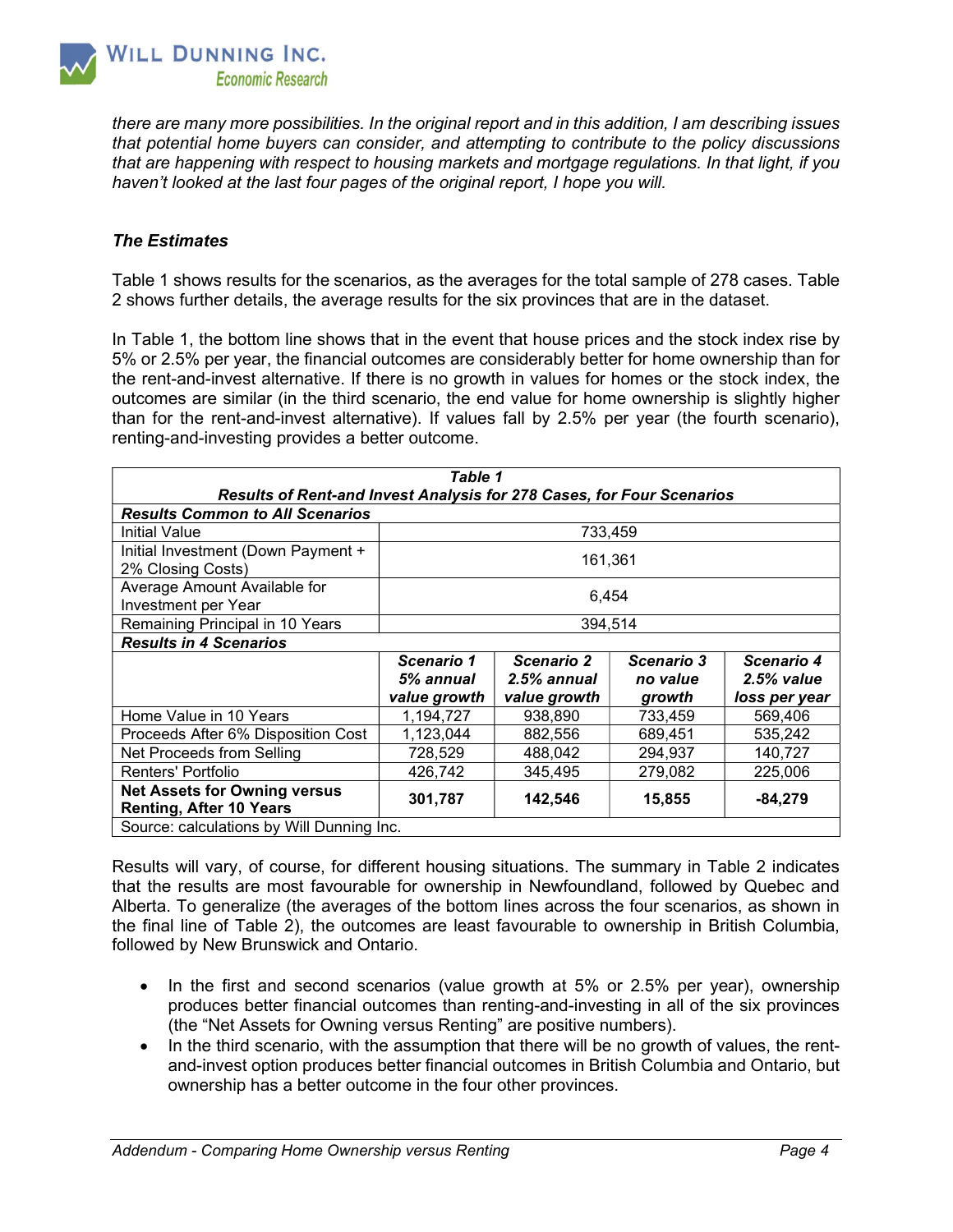*there are many more possibilities. In the original report and in this addition, I am describing issues that potential home buyers can consider, and attempting to contribute to the policy discussions that are happening with respect to housing markets and mortgage regulations. In that light, if you haven't looked at the last four pages of the original report, I hope you will.*

### *The Estimates*

Table 1 shows results for the scenarios, as the averages for the total sample of 278 cases. Table 2 shows further details, the average results for the six provinces that are in the dataset.

In Table 1, the bottom line shows that in the event that house prices and the stock index rise by 5% or 2.5% per year, the financial outcomes are considerably better for home ownership than for the rent-and-invest alternative. If there is no growth in values for homes or the stock index, the outcomes are similar (in the third scenario, the end value for home ownership is slightly higher than for the rent-and-invest alternative). If values fall by 2.5% per year (the fourth scenario), renting-and-investing provides a better outcome.

***Table 1***
***Results of Rent-and Invest Analysis for 278 Cases, for Four Scenarios***

| | | | | |
|---|---|---|---|---|
| ***Results Common to All Scenarios*** | | | | |
| Initial Value | 733,459 | | | |
| Initial Investment (Down Payment + 2% Closing Costs) | 161,361 | | | |
| Average Amount Available for Investment per Year | 6,454 | | | |
| Remaining Principal in 10 Years | 394,514 | | | |
| ***Results in 4 Scenarios*** | | | | |
| | ***Scenario 1 5% annual value growth*** | ***Scenario 2 2.5% annual value growth*** | ***Scenario 3 no value growth*** | ***Scenario 4 2.5% value loss per year*** |
| Home Value in 10 Years | 1,194,727 | 938,890 | 733,459 | 569,406 |
| Proceeds After 6% Disposition Cost | 1,123,044 | 882,556 | 689,451 | 535,242 |
| Net Proceeds from Selling | 728,529 | 488,042 | 294,937 | 140,727 |
| Renters' Portfolio | 426,742 | 345,495 | 279,082 | 225,006 |
| **Net Assets for Owning versus Renting, After 10 Years** | **301,787** | **142,546** | **15,855** | **-84,279** |

Source: calculations by Will Dunning Inc.

Results will vary, of course, for different housing situations. The summary in Table 2 indicates that the results are most favourable for ownership in Newfoundland, followed by Quebec and Alberta. To generalize (the averages of the bottom lines across the four scenarios, as shown in the final line of Table 2), the outcomes are least favourable to ownership in British Columbia, followed by New Brunswick and Ontario.

- In the first and second scenarios (value growth at 5% or 2.5% per year), ownership produces better financial outcomes than renting-and-investing in all of the six provinces (the "Net Assets for Owning versus Renting" are positive numbers).
- In the third scenario, with the assumption that there will be no growth of values, the rent-and-invest option produces better financial outcomes in British Columbia and Ontario, but ownership has a better outcome in the four other provinces.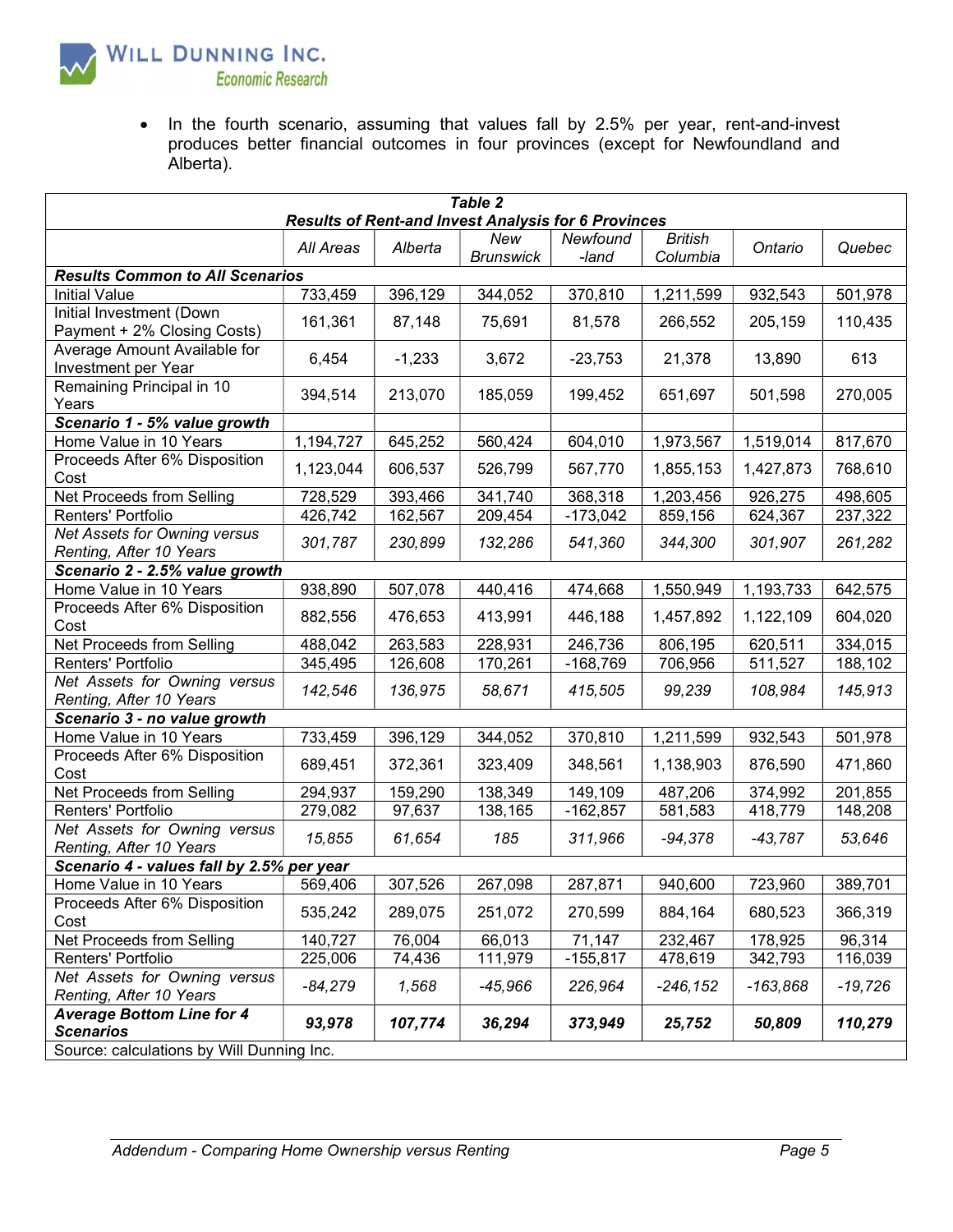- In the fourth scenario, assuming that values fall by 2.5% per year, rent-and-invest produces better financial outcomes in four provinces (except for Newfoundland and Alberta).

**Table 2**
***Results of Rent-and Invest Analysis for 6 Provinces***

| | *All Areas* | *Alberta* | *New Brunswick* | *Newfound -land* | *British Columbia* | *Ontario* | *Quebec* |
|---|---|---|---|---|---|---|---|
| ***Results Common to All Scenarios*** | | | | | | | |
| Initial Value | 733,459 | 396,129 | 344,052 | 370,810 | 1,211,599 | 932,543 | 501,978 |
| Initial Investment (Down Payment + 2% Closing Costs) | 161,361 | 87,148 | 75,691 | 81,578 | 266,552 | 205,159 | 110,435 |
| Average Amount Available for Investment per Year | 6,454 | -1,233 | 3,672 | -23,753 | 21,378 | 13,890 | 613 |
| Remaining Principal in 10 Years | 394,514 | 213,070 | 185,059 | 199,452 | 651,697 | 501,598 | 270,005 |
| ***Scenario 1 - 5% value growth*** | | | | | | | |
| Home Value in 10 Years | 1,194,727 | 645,252 | 560,424 | 604,010 | 1,973,567 | 1,519,014 | 817,670 |
| Proceeds After 6% Disposition Cost | 1,123,044 | 606,537 | 526,799 | 567,770 | 1,855,153 | 1,427,873 | 768,610 |
| Net Proceeds from Selling | 728,529 | 393,466 | 341,740 | 368,318 | 1,203,456 | 926,275 | 498,605 |
| Renters' Portfolio | 426,742 | 162,567 | 209,454 | -173,042 | 859,156 | 624,367 | 237,322 |
| *Net Assets for Owning versus Renting, After 10 Years* | *301,787* | *230,899* | *132,286* | *541,360* | *344,300* | *301,907* | *261,282* |
| ***Scenario 2 - 2.5% value growth*** | | | | | | | |
| Home Value in 10 Years | 938,890 | 507,078 | 440,416 | 474,668 | 1,550,949 | 1,193,733 | 642,575 |
| Proceeds After 6% Disposition Cost | 882,556 | 476,653 | 413,991 | 446,188 | 1,457,892 | 1,122,109 | 604,020 |
| Net Proceeds from Selling | 488,042 | 263,583 | 228,931 | 246,736 | 806,195 | 620,511 | 334,015 |
| Renters' Portfolio | 345,495 | 126,608 | 170,261 | -168,769 | 706,956 | 511,527 | 188,102 |
| *Net Assets for Owning versus Renting, After 10 Years* | *142,546* | *136,975* | *58,671* | *415,505* | *99,239* | *108,984* | *145,913* |
| ***Scenario 3 - no value growth*** | | | | | | | |
| Home Value in 10 Years | 733,459 | 396,129 | 344,052 | 370,810 | 1,211,599 | 932,543 | 501,978 |
| Proceeds After 6% Disposition Cost | 689,451 | 372,361 | 323,409 | 348,561 | 1,138,903 | 876,590 | 471,860 |
| Net Proceeds from Selling | 294,937 | 159,290 | 138,349 | 149,109 | 487,206 | 374,992 | 201,855 |
| Renters' Portfolio | 279,082 | 97,637 | 138,165 | -162,857 | 581,583 | 418,779 | 148,208 |
| *Net Assets for Owning versus Renting, After 10 Years* | *15,855* | *61,654* | *185* | *311,966* | *-94,378* | *-43,787* | *53,646* |
| ***Scenario 4 - values fall by 2.5% per year*** | | | | | | | |
| Home Value in 10 Years | 569,406 | 307,526 | 267,098 | 287,871 | 940,600 | 723,960 | 389,701 |
| Proceeds After 6% Disposition Cost | 535,242 | 289,075 | 251,072 | 270,599 | 884,164 | 680,523 | 366,319 |
| Net Proceeds from Selling | 140,727 | 76,004 | 66,013 | 71,147 | 232,467 | 178,925 | 96,314 |
| Renters' Portfolio | 225,006 | 74,436 | 111,979 | -155,817 | 478,619 | 342,793 | 116,039 |
| *Net Assets for Owning versus Renting, After 10 Years* | *-84,279* | *1,568* | *-45,966* | *226,964* | *-246,152* | *-163,868* | *-19,726* |
| ***Average Bottom Line for 4 Scenarios*** | ***93,978*** | ***107,774*** | ***36,294*** | ***373,949*** | ***25,752*** | ***50,809*** | ***110,279*** |

Source: calculations by Will Dunning Inc.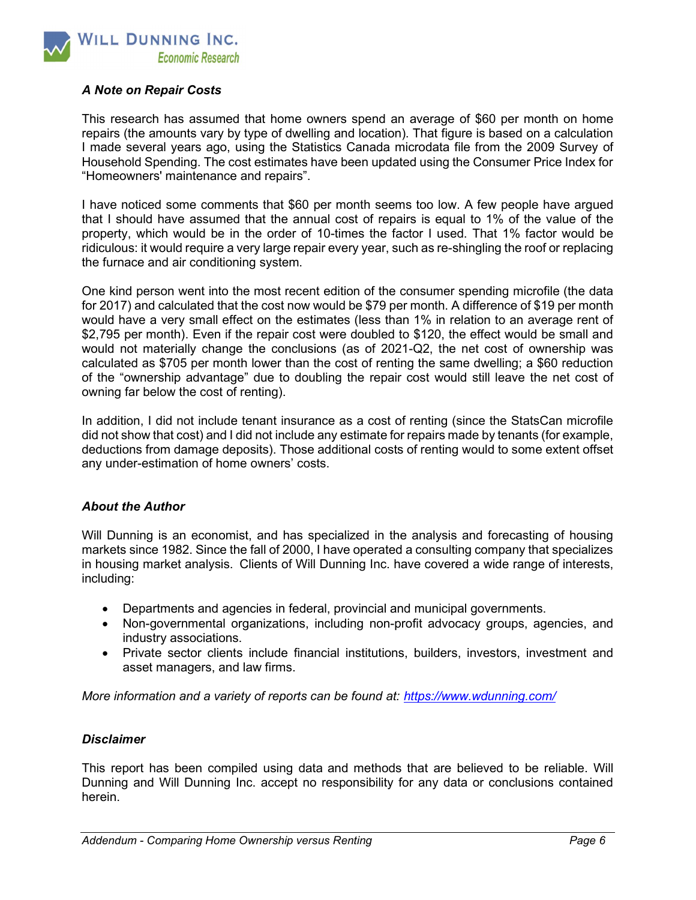### *A Note on Repair Costs*

This research has assumed that home owners spend an average of $60 per month on home repairs (the amounts vary by type of dwelling and location). That figure is based on a calculation I made several years ago, using the Statistics Canada microdata file from the 2009 Survey of Household Spending. The cost estimates have been updated using the Consumer Price Index for "Homeowners' maintenance and repairs".

I have noticed some comments that $60 per month seems too low. A few people have argued that I should have assumed that the annual cost of repairs is equal to 1% of the value of the property, which would be in the order of 10-times the factor I used. That 1% factor would be ridiculous: it would require a very large repair every year, such as re-shingling the roof or replacing the furnace and air conditioning system.

One kind person went into the most recent edition of the consumer spending microfile (the data for 2017) and calculated that the cost now would be $79 per month. A difference of $19 per month would have a very small effect on the estimates (less than 1% in relation to an average rent of $2,795 per month). Even if the repair cost were doubled to $120, the effect would be small and would not materially change the conclusions (as of 2021-Q2, the net cost of ownership was calculated as $705 per month lower than the cost of renting the same dwelling; a $60 reduction of the "ownership advantage" due to doubling the repair cost would still leave the net cost of owning far below the cost of renting).

In addition, I did not include tenant insurance as a cost of renting (since the StatsCan microfile did not show that cost) and I did not include any estimate for repairs made by tenants (for example, deductions from damage deposits). Those additional costs of renting would to some extent offset any under-estimation of home owners' costs.

### *About the Author*

Will Dunning is an economist, and has specialized in the analysis and forecasting of housing markets since 1982. Since the fall of 2000, I have operated a consulting company that specializes in housing market analysis. Clients of Will Dunning Inc. have covered a wide range of interests, including:

- Departments and agencies in federal, provincial and municipal governments.
- Non-governmental organizations, including non-profit advocacy groups, agencies, and industry associations.
- Private sector clients include financial institutions, builders, investors, investment and asset managers, and law firms.

*More information and a variety of reports can be found at: [https://www.wdunning.com/](https://www.wdunning.com/)*

### *Disclaimer*

This report has been compiled using data and methods that are believed to be reliable. Will Dunning and Will Dunning Inc. accept no responsibility for any data or conclusions contained herein.